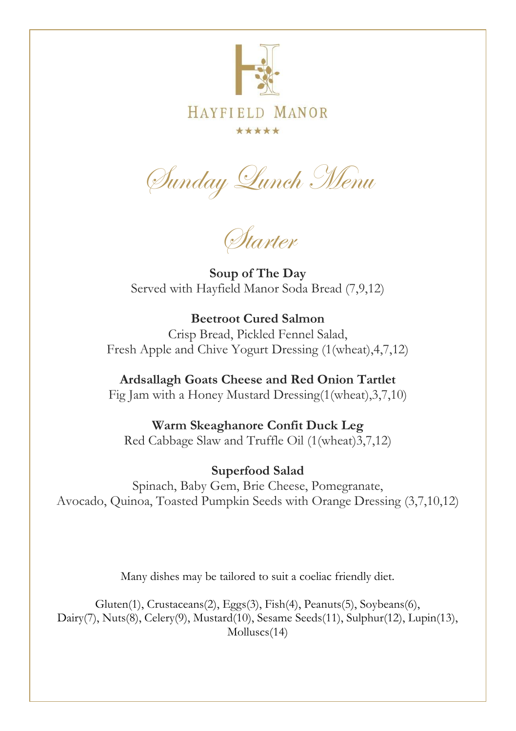HAYFIELD MANOR

★★★★★

# Sunday Lunch Menu

## Starter

**Soup of The Day**
Served with Hayfield Manor Soda Bread (7,9,12)

**Beetroot Cured Salmon**
Crisp Bread, Pickled Fennel Salad,
Fresh Apple and Chive Yogurt Dressing (1(wheat),4,7,12)

**Ardsallagh Goats Cheese and Red Onion Tartlet**
Fig Jam with a Honey Mustard Dressing(1(wheat),3,7,10)

**Warm Skeaghanore Confit Duck Leg**
Red Cabbage Slaw and Truffle Oil (1(wheat)3,7,12)

**Superfood Salad**
Spinach, Baby Gem, Brie Cheese, Pomegranate,
Avocado, Quinoa, Toasted Pumpkin Seeds with Orange Dressing (3,7,10,12)

Many dishes may be tailored to suit a coeliac friendly diet.

Gluten(1), Crustaceans(2), Eggs(3), Fish(4), Peanuts(5), Soybeans(6), Dairy(7), Nuts(8), Celery(9), Mustard(10), Sesame Seeds(11), Sulphur(12), Lupin(13), Molluscs(14)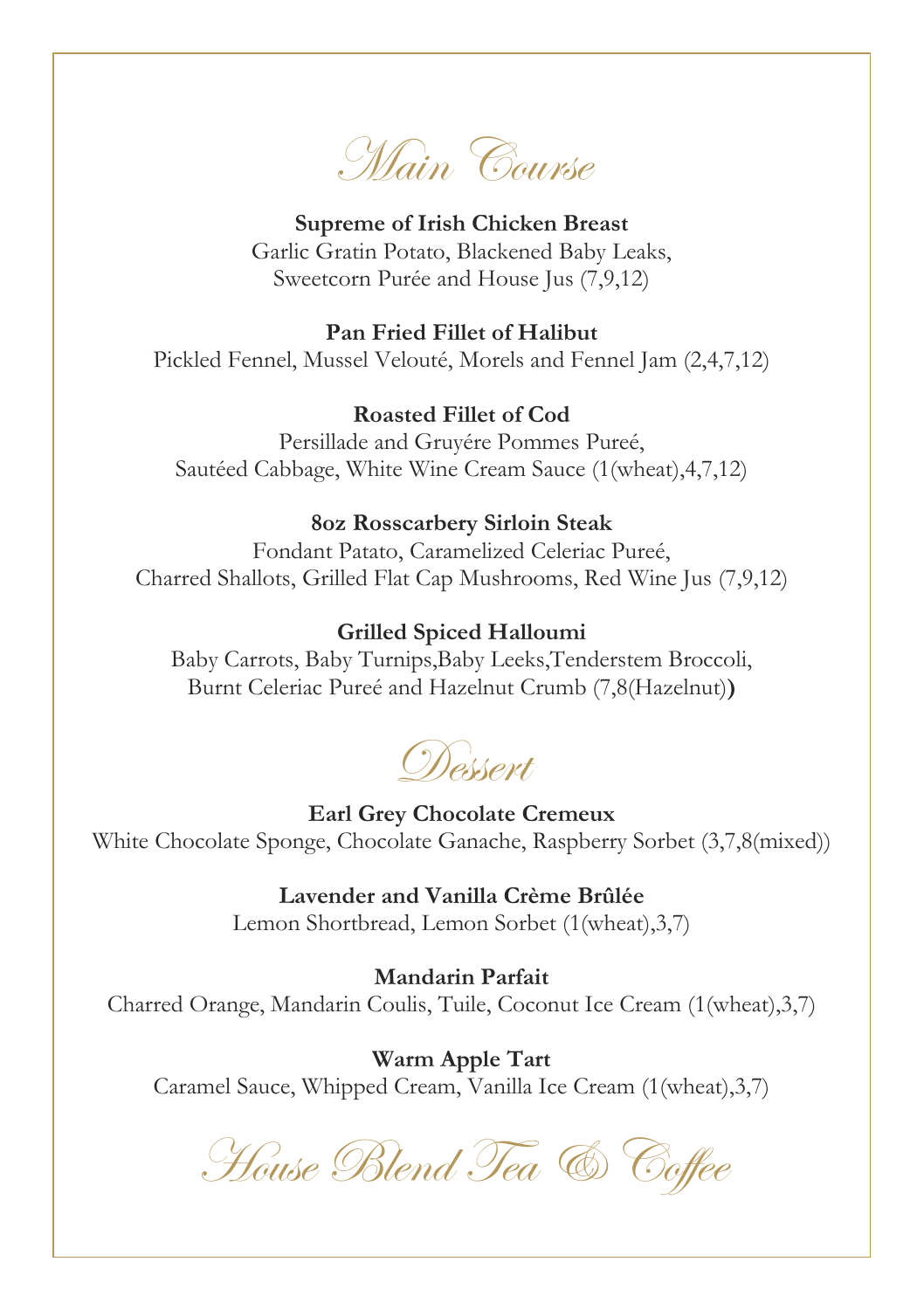# Main Course

**Supreme of Irish Chicken Breast**
Garlic Gratin Potato, Blackened Baby Leaks,
Sweetcorn Purée and House Jus (7,9,12)

**Pan Fried Fillet of Halibut**
Pickled Fennel, Mussel Velouté, Morels and Fennel Jam (2,4,7,12)

**Roasted Fillet of Cod**
Persillade and Gruyére Pommes Pureé,
Sautéed Cabbage, White Wine Cream Sauce (1(wheat),4,7,12)

**8oz Rosscarbery Sirloin Steak**
Fondant Patato, Caramelized Celeriac Pureé,
Charred Shallots, Grilled Flat Cap Mushrooms, Red Wine Jus (7,9,12)

**Grilled Spiced Halloumi**
Baby Carrots, Baby Turnips,Baby Leeks,Tenderstem Broccoli,
Burnt Celeriac Pureé and Hazelnut Crumb (7,8(Hazelnut)**)**

# Dessert

**Earl Grey Chocolate Cremeux**
White Chocolate Sponge, Chocolate Ganache, Raspberry Sorbet (3,7,8(mixed))

**Lavender and Vanilla Crème Brûlée**
Lemon Shortbread, Lemon Sorbet (1(wheat),3,7)

**Mandarin Parfait**
Charred Orange, Mandarin Coulis, Tuile, Coconut Ice Cream (1(wheat),3,7)

**Warm Apple Tart**
Caramel Sauce, Whipped Cream, Vanilla Ice Cream (1(wheat),3,7)

# House Blend Tea & Coffee